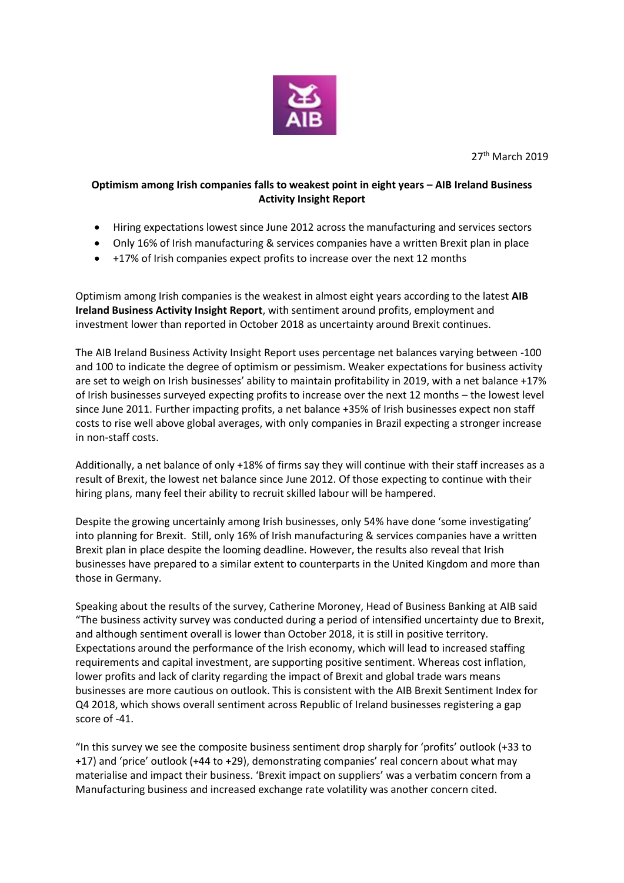27th March 2019

**Optimism among Irish companies falls to weakest point in eight years – AIB Ireland Business Activity Insight Report**

- Hiring expectations lowest since June 2012 across the manufacturing and services sectors
- Only 16% of Irish manufacturing & services companies have a written Brexit plan in place
- +17% of Irish companies expect profits to increase over the next 12 months

Optimism among Irish companies is the weakest in almost eight years according to the latest **AIB Ireland Business Activity Insight Report**, with sentiment around profits, employment and investment lower than reported in October 2018 as uncertainty around Brexit continues.

The AIB Ireland Business Activity Insight Report uses percentage net balances varying between -100 and 100 to indicate the degree of optimism or pessimism. Weaker expectations for business activity are set to weigh on Irish businesses' ability to maintain profitability in 2019, with a net balance +17% of Irish businesses surveyed expecting profits to increase over the next 12 months – the lowest level since June 2011. Further impacting profits, a net balance +35% of Irish businesses expect non staff costs to rise well above global averages, with only companies in Brazil expecting a stronger increase in non-staff costs.

Additionally, a net balance of only +18% of firms say they will continue with their staff increases as a result of Brexit, the lowest net balance since June 2012. Of those expecting to continue with their hiring plans, many feel their ability to recruit skilled labour will be hampered.

Despite the growing uncertainly among Irish businesses, only 54% have done 'some investigating' into planning for Brexit. Still, only 16% of Irish manufacturing & services companies have a written Brexit plan in place despite the looming deadline. However, the results also reveal that Irish businesses have prepared to a similar extent to counterparts in the United Kingdom and more than those in Germany.

Speaking about the results of the survey, Catherine Moroney, Head of Business Banking at AIB said "The business activity survey was conducted during a period of intensified uncertainty due to Brexit, and although sentiment overall is lower than October 2018, it is still in positive territory. Expectations around the performance of the Irish economy, which will lead to increased staffing requirements and capital investment, are supporting positive sentiment. Whereas cost inflation, lower profits and lack of clarity regarding the impact of Brexit and global trade wars means businesses are more cautious on outlook. This is consistent with the AIB Brexit Sentiment Index for Q4 2018, which shows overall sentiment across Republic of Ireland businesses registering a gap score of -41.

"In this survey we see the composite business sentiment drop sharply for 'profits' outlook (+33 to +17) and 'price' outlook (+44 to +29), demonstrating companies' real concern about what may materialise and impact their business. 'Brexit impact on suppliers' was a verbatim concern from a Manufacturing business and increased exchange rate volatility was another concern cited.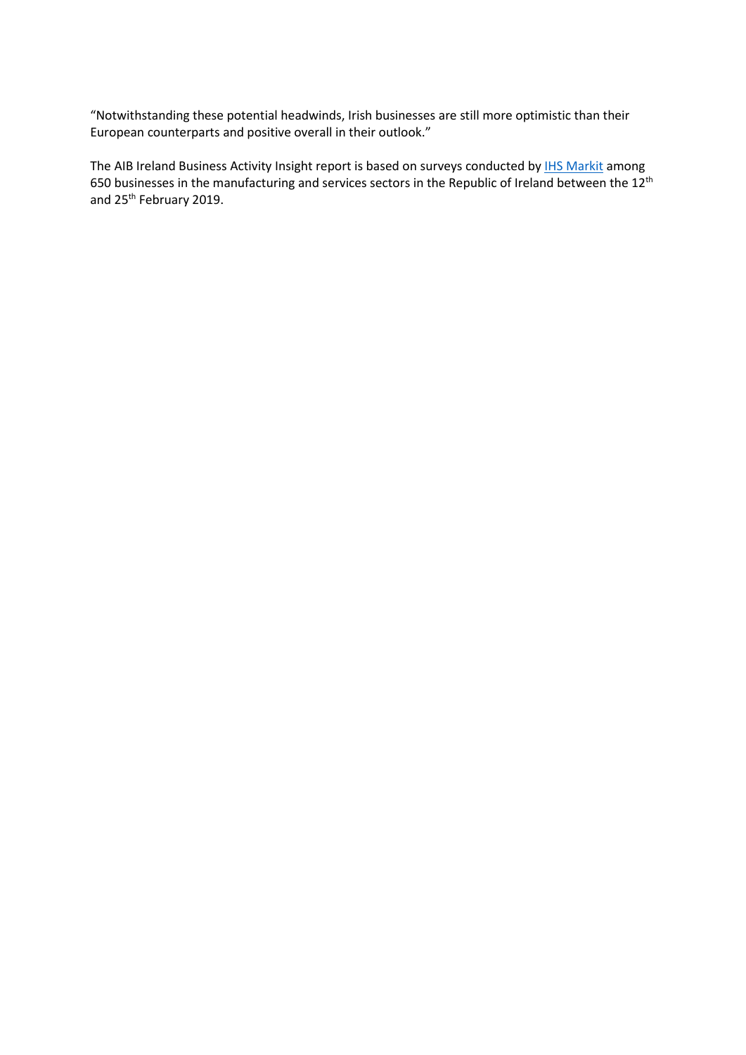"Notwithstanding these potential headwinds, Irish businesses are still more optimistic than their European counterparts and positive overall in their outlook."

The AIB Ireland Business Activity Insight report is based on surveys conducted by IHS Markit among 650 businesses in the manufacturing and services sectors in the Republic of Ireland between the 12th and 25th February 2019.